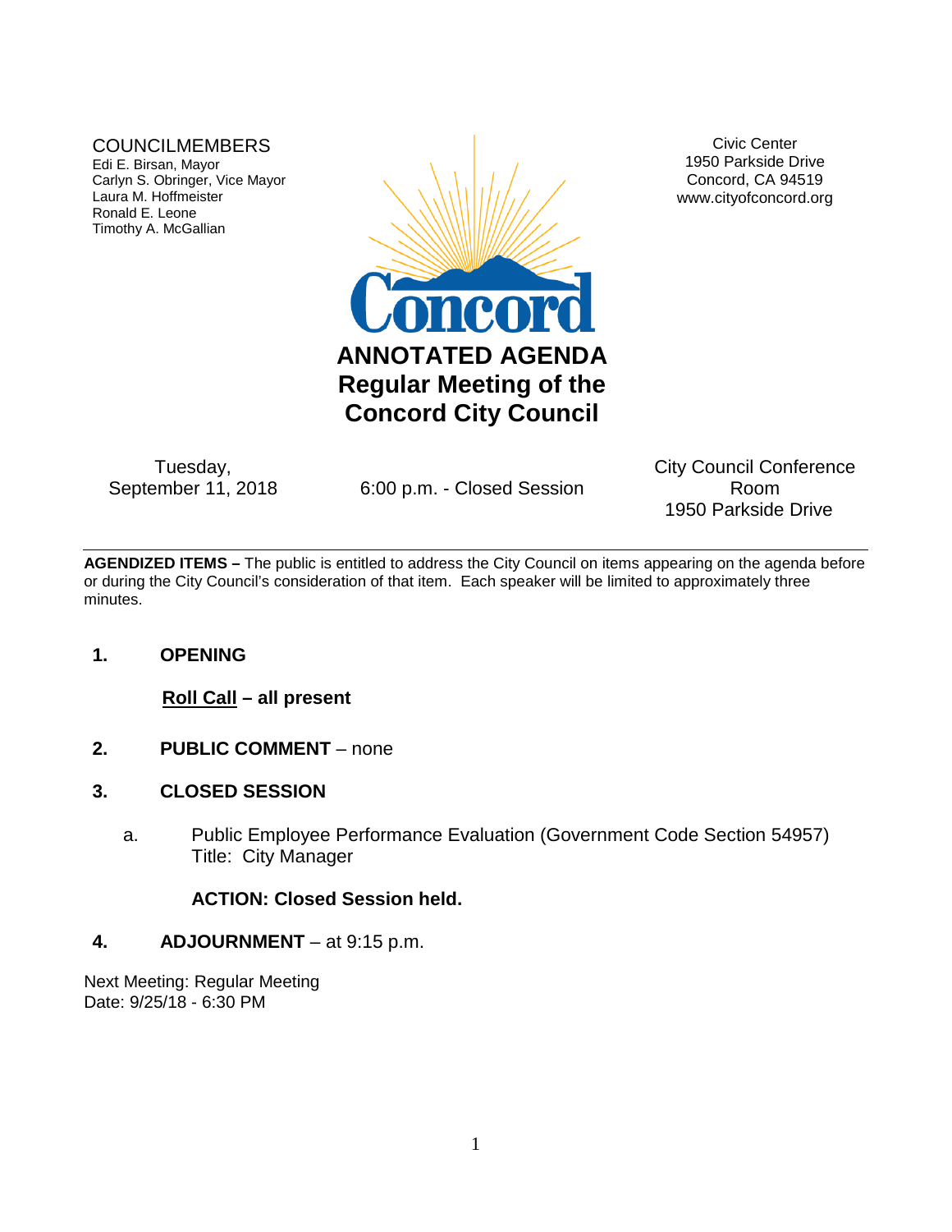COUNCILMEMBERS
Edi E. Birsan, Mayor
Carlyn S. Obringer, Vice Mayor
Laura M. Hoffmeister
Ronald E. Leone
Timothy A. McGallian

Civic Center
1950 Parkside Drive
Concord, CA 94519
www.cityofconcord.org

Concord

# ANNOTATED AGENDA
# Regular Meeting of the Concord City Council

Tuesday, September 11, 2018 | 6:00 p.m. - Closed Session | City Council Conference Room, 1950 Parkside Drive

---

**AGENDIZED ITEMS –** The public is entitled to address the City Council on items appearing on the agenda before or during the City Council's consideration of that item. Each speaker will be limited to approximately three minutes.

**1. OPENING**

**Roll Call – all present**

**2. PUBLIC COMMENT** – none

**3. CLOSED SESSION**

a. Public Employee Performance Evaluation (Government Code Section 54957)
Title: City Manager

**ACTION: Closed Session held.**

**4. ADJOURNMENT** – at 9:15 p.m.

Next Meeting: Regular Meeting
Date: 9/25/18 - 6:30 PM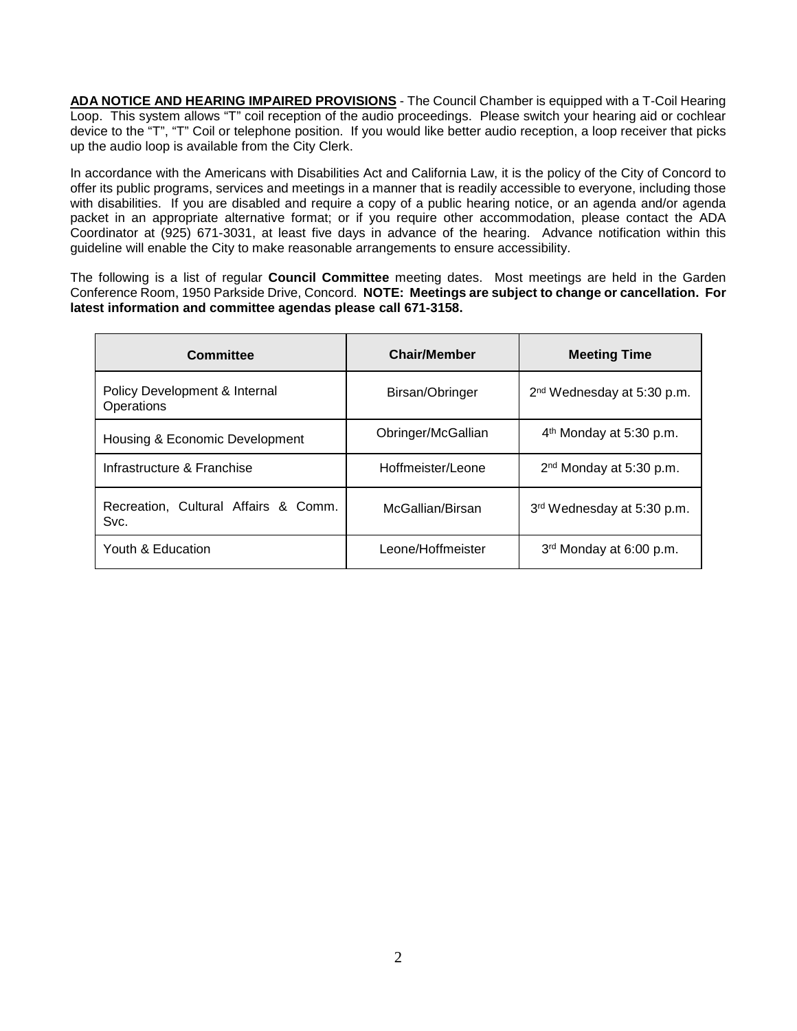**<u>ADA NOTICE AND HEARING IMPAIRED PROVISIONS</u>** - The Council Chamber is equipped with a T-Coil Hearing Loop. This system allows "T" coil reception of the audio proceedings. Please switch your hearing aid or cochlear device to the "T", "T" Coil or telephone position. If you would like better audio reception, a loop receiver that picks up the audio loop is available from the City Clerk.

In accordance with the Americans with Disabilities Act and California Law, it is the policy of the City of Concord to offer its public programs, services and meetings in a manner that is readily accessible to everyone, including those with disabilities. If you are disabled and require a copy of a public hearing notice, or an agenda and/or agenda packet in an appropriate alternative format; or if you require other accommodation, please contact the ADA Coordinator at (925) 671-3031, at least five days in advance of the hearing. Advance notification within this guideline will enable the City to make reasonable arrangements to ensure accessibility.

The following is a list of regular **Council Committee** meeting dates. Most meetings are held in the Garden Conference Room, 1950 Parkside Drive, Concord. **NOTE: Meetings are subject to change or cancellation. For latest information and committee agendas please call 671-3158.**

| Committee | Chair/Member | Meeting Time |
|---|---|---|
| Policy Development & Internal Operations | Birsan/Obringer | 2nd Wednesday at 5:30 p.m. |
| Housing & Economic Development | Obringer/McGallian | 4th Monday at 5:30 p.m. |
| Infrastructure & Franchise | Hoffmeister/Leone | 2nd Monday at 5:30 p.m. |
| Recreation, Cultural Affairs & Comm. Svc. | McGallian/Birsan | 3rd Wednesday at 5:30 p.m. |
| Youth & Education | Leone/Hoffmeister | 3rd Monday at 6:00 p.m. |